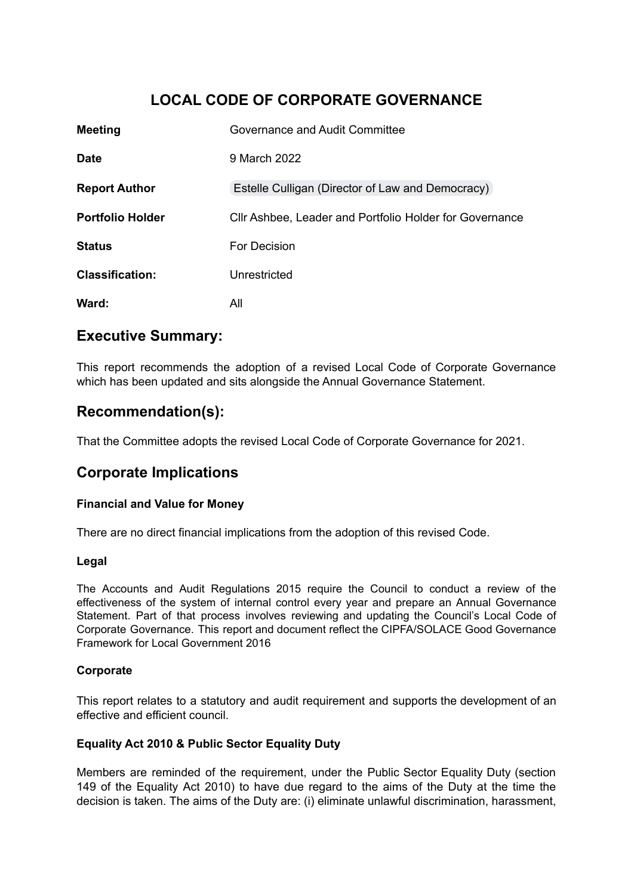# LOCAL CODE OF CORPORATE GOVERNANCE

| | |
|---|---|
| **Meeting** | Governance and Audit Committee |
| **Date** | 9 March 2022 |
| **Report Author** | Estelle Culligan (Director of Law and Democracy) |
| **Portfolio Holder** | Cllr Ashbee, Leader and Portfolio Holder for Governance |
| **Status** | For Decision |
| **Classification:** | Unrestricted |
| **Ward:** | All |

## Executive Summary:

This report recommends the adoption of a revised Local Code of Corporate Governance which has been updated and sits alongside the Annual Governance Statement.

## Recommendation(s):

That the Committee adopts the revised Local Code of Corporate Governance for 2021.

## Corporate Implications

### Financial and Value for Money

There are no direct financial implications from the adoption of this revised Code.

### Legal

The Accounts and Audit Regulations 2015 require the Council to conduct a review of the effectiveness of the system of internal control every year and prepare an Annual Governance Statement. Part of that process involves reviewing and updating the Council's Local Code of Corporate Governance. This report and document reflect the CIPFA/SOLACE Good Governance Framework for Local Government 2016

### Corporate

This report relates to a statutory and audit requirement and supports the development of an effective and efficient council.

### Equality Act 2010 & Public Sector Equality Duty

Members are reminded of the requirement, under the Public Sector Equality Duty (section 149 of the Equality Act 2010) to have due regard to the aims of the Duty at the time the decision is taken. The aims of the Duty are: (i) eliminate unlawful discrimination, harassment,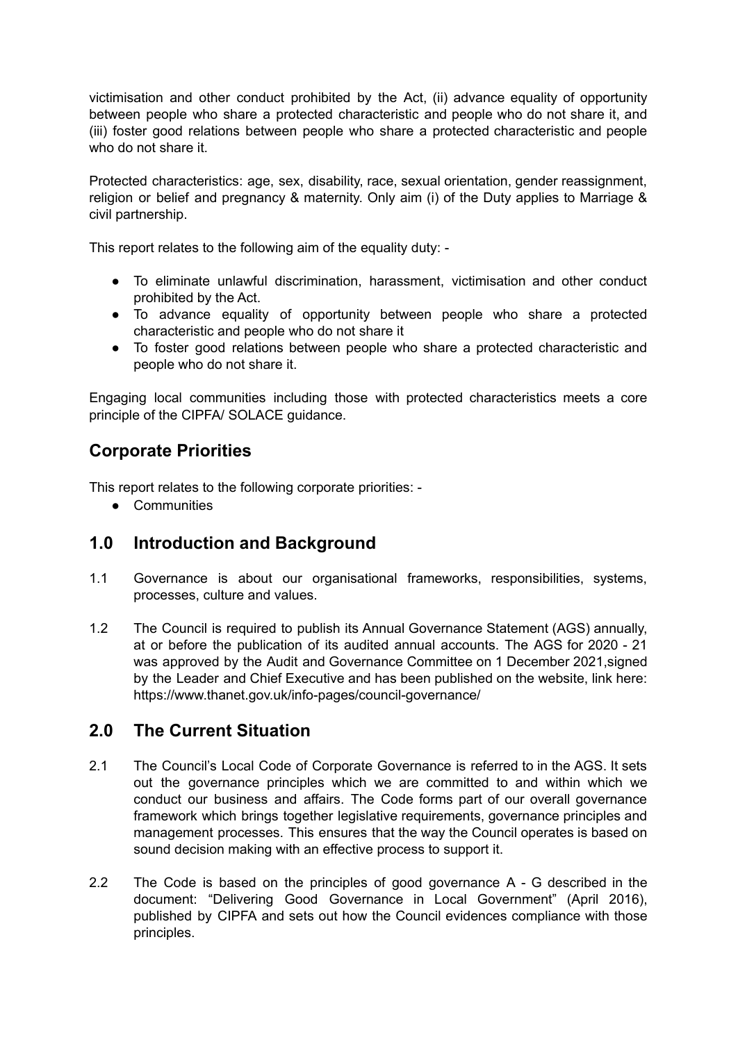victimisation and other conduct prohibited by the Act, (ii) advance equality of opportunity between people who share a protected characteristic and people who do not share it, and (iii) foster good relations between people who share a protected characteristic and people who do not share it.

Protected characteristics: age, sex, disability, race, sexual orientation, gender reassignment, religion or belief and pregnancy & maternity. Only aim (i) of the Duty applies to Marriage & civil partnership.

This report relates to the following aim of the equality duty: -

- To eliminate unlawful discrimination, harassment, victimisation and other conduct prohibited by the Act.
- To advance equality of opportunity between people who share a protected characteristic and people who do not share it
- To foster good relations between people who share a protected characteristic and people who do not share it.

Engaging local communities including those with protected characteristics meets a core principle of the CIPFA/ SOLACE guidance.

## Corporate Priorities

This report relates to the following corporate priorities: -

- Communities

## 1.0 Introduction and Background

1.1 Governance is about our organisational frameworks, responsibilities, systems, processes, culture and values.

1.2 The Council is required to publish its Annual Governance Statement (AGS) annually, at or before the publication of its audited annual accounts. The AGS for 2020 - 21 was approved by the Audit and Governance Committee on 1 December 2021,signed by the Leader and Chief Executive and has been published on the website, link here: https://www.thanet.gov.uk/info-pages/council-governance/

## 2.0 The Current Situation

2.1 The Council's Local Code of Corporate Governance is referred to in the AGS. It sets out the governance principles which we are committed to and within which we conduct our business and affairs. The Code forms part of our overall governance framework which brings together legislative requirements, governance principles and management processes. This ensures that the way the Council operates is based on sound decision making with an effective process to support it.

2.2 The Code is based on the principles of good governance A - G described in the document: "Delivering Good Governance in Local Government" (April 2016), published by CIPFA and sets out how the Council evidences compliance with those principles.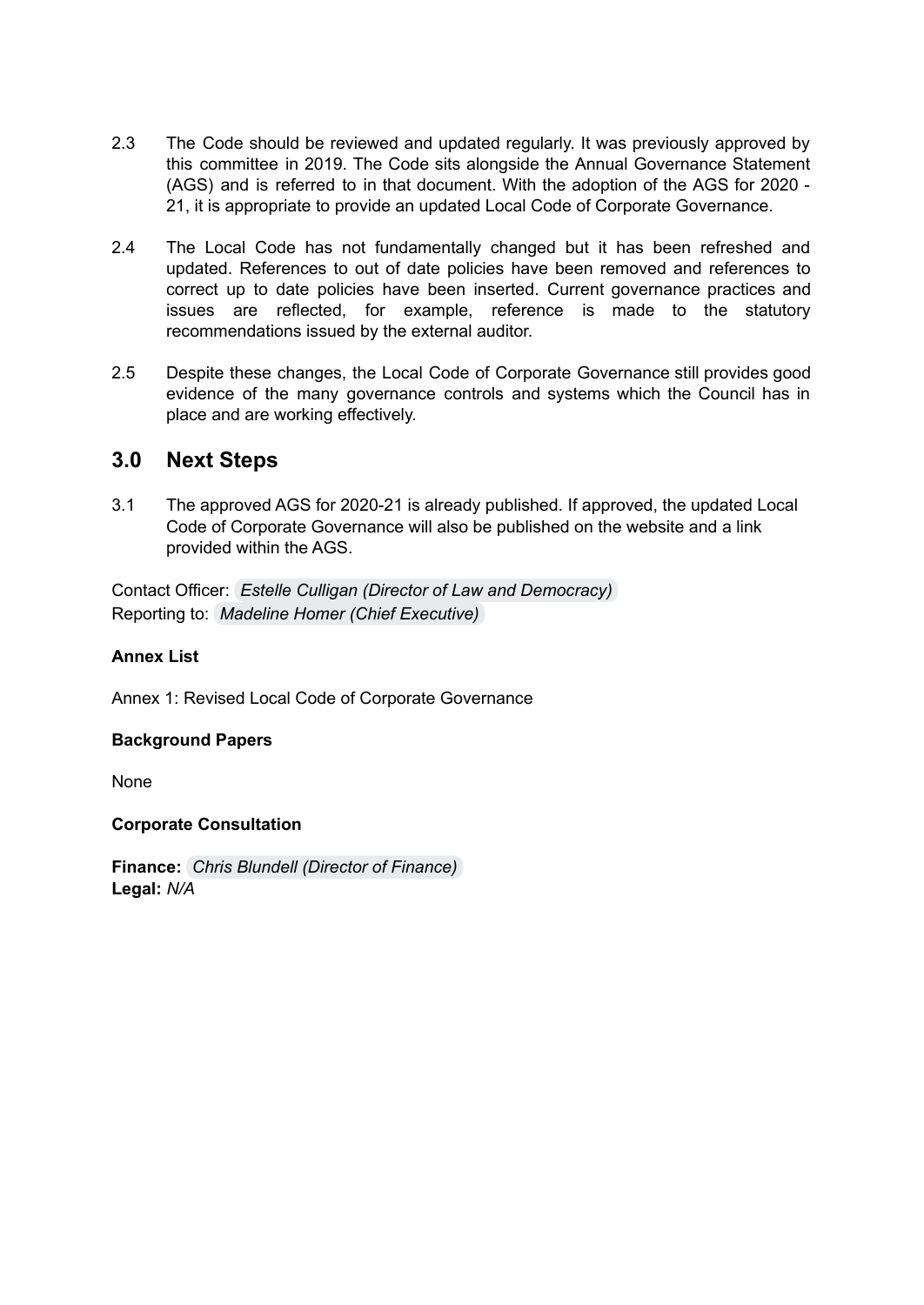2.3 The Code should be reviewed and updated regularly. It was previously approved by this committee in 2019. The Code sits alongside the Annual Governance Statement (AGS) and is referred to in that document. With the adoption of the AGS for 2020 - 21, it is appropriate to provide an updated Local Code of Corporate Governance.

2.4 The Local Code has not fundamentally changed but it has been refreshed and updated. References to out of date policies have been removed and references to correct up to date policies have been inserted. Current governance practices and issues are reflected, for example, reference is made to the statutory recommendations issued by the external auditor.

2.5 Despite these changes, the Local Code of Corporate Governance still provides good evidence of the many governance controls and systems which the Council has in place and are working effectively.

## 3.0 Next Steps

3.1 The approved AGS for 2020-21 is already published. If approved, the updated Local Code of Corporate Governance will also be published on the website and a link provided within the AGS.

Contact Officer: *Estelle Culligan (Director of Law and Democracy)*
Reporting to: *Madeline Homer (Chief Executive)*

**Annex List**

Annex 1: Revised Local Code of Corporate Governance

**Background Papers**

None

**Corporate Consultation**

**Finance:** *Chris Blundell (Director of Finance)*
**Legal:** *N/A*